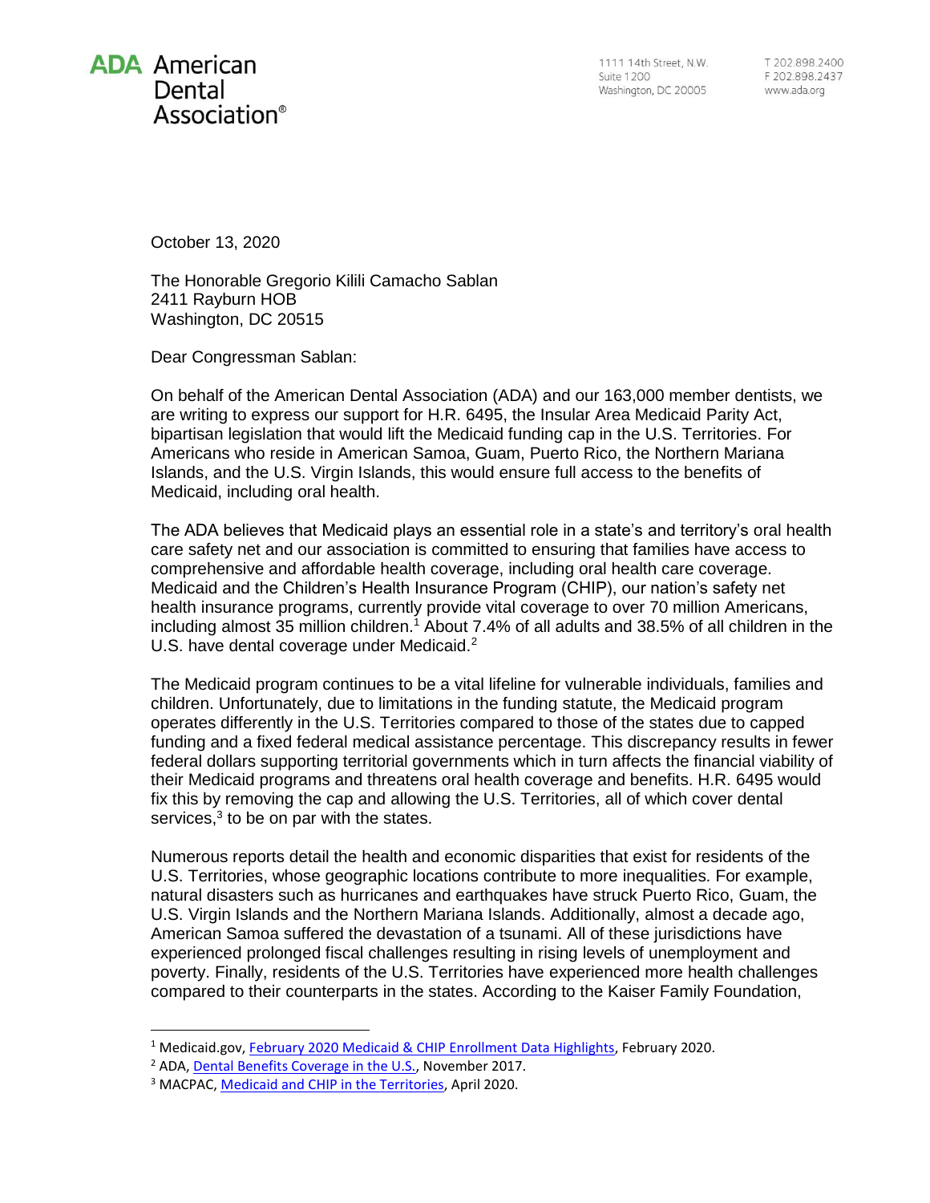**ADA American Dental Association®**

1111 14th Street, N.W.
Suite 1200
Washington, DC 20005

T 202.898.2400
F 202.898.2437
www.ada.org

October 13, 2020

The Honorable Gregorio Kilili Camacho Sablan
2411 Rayburn HOB
Washington, DC 20515

Dear Congressman Sablan:

On behalf of the American Dental Association (ADA) and our 163,000 member dentists, we are writing to express our support for H.R. 6495, the Insular Area Medicaid Parity Act, bipartisan legislation that would lift the Medicaid funding cap in the U.S. Territories. For Americans who reside in American Samoa, Guam, Puerto Rico, the Northern Mariana Islands, and the U.S. Virgin Islands, this would ensure full access to the benefits of Medicaid, including oral health.

The ADA believes that Medicaid plays an essential role in a state's and territory's oral health care safety net and our association is committed to ensuring that families have access to comprehensive and affordable health coverage, including oral health care coverage. Medicaid and the Children's Health Insurance Program (CHIP), our nation's safety net health insurance programs, currently provide vital coverage to over 70 million Americans, including almost 35 million children.[1] About 7.4% of all adults and 38.5% of all children in the U.S. have dental coverage under Medicaid.[2]

The Medicaid program continues to be a vital lifeline for vulnerable individuals, families and children. Unfortunately, due to limitations in the funding statute, the Medicaid program operates differently in the U.S. Territories compared to those of the states due to capped funding and a fixed federal medical assistance percentage. This discrepancy results in fewer federal dollars supporting territorial governments which in turn affects the financial viability of their Medicaid programs and threatens oral health coverage and benefits. H.R. 6495 would fix this by removing the cap and allowing the U.S. Territories, all of which cover dental services,[3] to be on par with the states.

Numerous reports detail the health and economic disparities that exist for residents of the U.S. Territories, whose geographic locations contribute to more inequalities. For example, natural disasters such as hurricanes and earthquakes have struck Puerto Rico, Guam, the U.S. Virgin Islands and the Northern Mariana Islands. Additionally, almost a decade ago, American Samoa suffered the devastation of a tsunami. All of these jurisdictions have experienced prolonged fiscal challenges resulting in rising levels of unemployment and poverty. Finally, residents of the U.S. Territories have experienced more health challenges compared to their counterparts in the states. According to the Kaiser Family Foundation,

---

[1] Medicaid.gov, February 2020 Medicaid & CHIP Enrollment Data Highlights, February 2020.

[2] ADA, Dental Benefits Coverage in the U.S., November 2017.

[3] MACPAC, Medicaid and CHIP in the Territories, April 2020.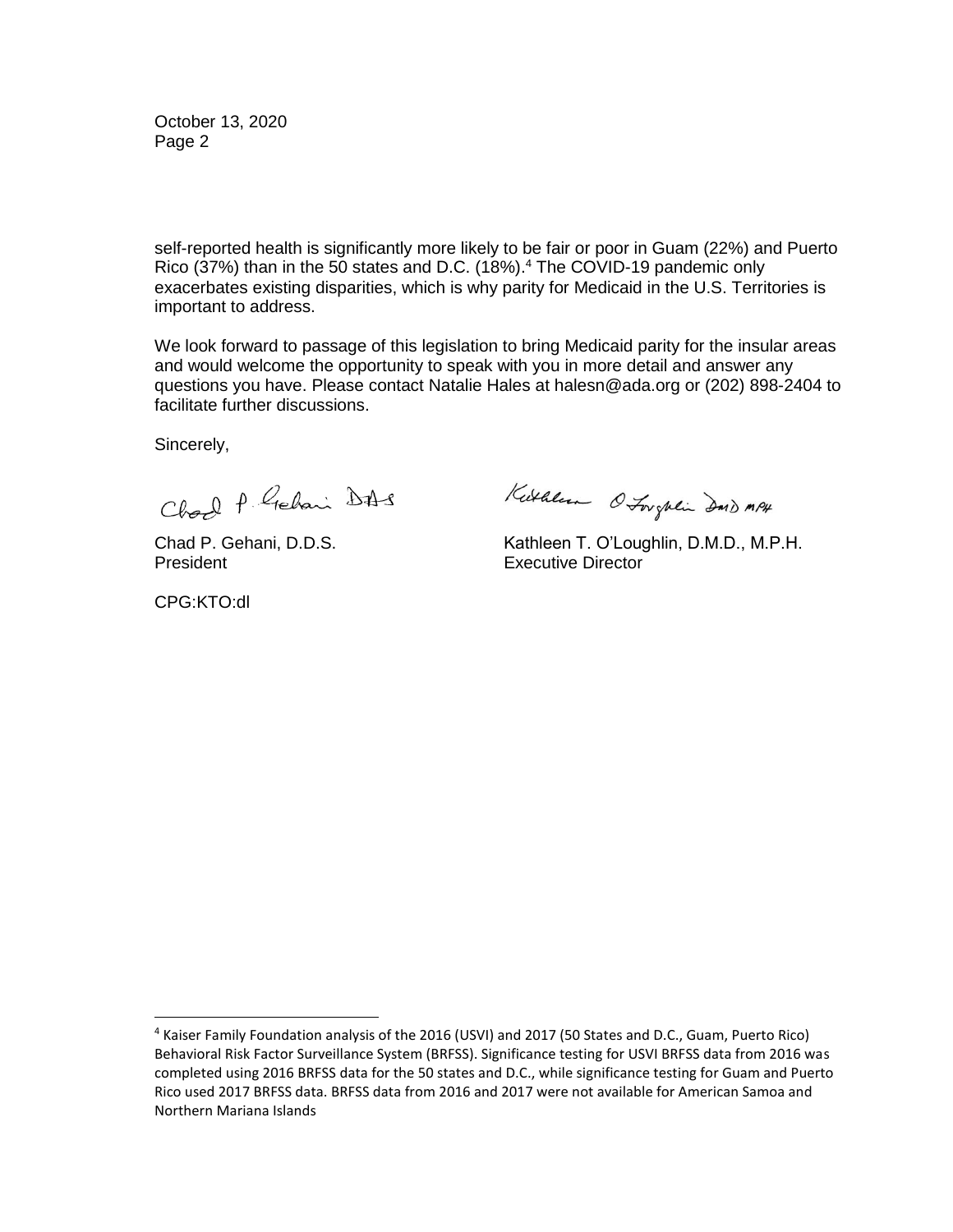self-reported health is significantly more likely to be fair or poor in Guam (22%) and Puerto Rico (37%) than in the 50 states and D.C. (18%).[4] The COVID-19 pandemic only exacerbates existing disparities, which is why parity for Medicaid in the U.S. Territories is important to address.

We look forward to passage of this legislation to bring Medicaid parity for the insular areas and would welcome the opportunity to speak with you in more detail and answer any questions you have. Please contact Natalie Hales at halesn@ada.org or (202) 898-2404 to facilitate further discussions.

Sincerely,

Chad P. Gehani DDS

Chad P. Gehani, D.D.S.
President

Kathleen O'Loughlin DMD MPH

Kathleen T. O'Loughlin, D.M.D., M.P.H.
Executive Director

CPG:KTO:dl

---

[4] Kaiser Family Foundation analysis of the 2016 (USVI) and 2017 (50 States and D.C., Guam, Puerto Rico) Behavioral Risk Factor Surveillance System (BRFSS). Significance testing for USVI BRFSS data from 2016 was completed using 2016 BRFSS data for the 50 states and D.C., while significance testing for Guam and Puerto Rico used 2017 BRFSS data. BRFSS data from 2016 and 2017 were not available for American Samoa and Northern Mariana Islands